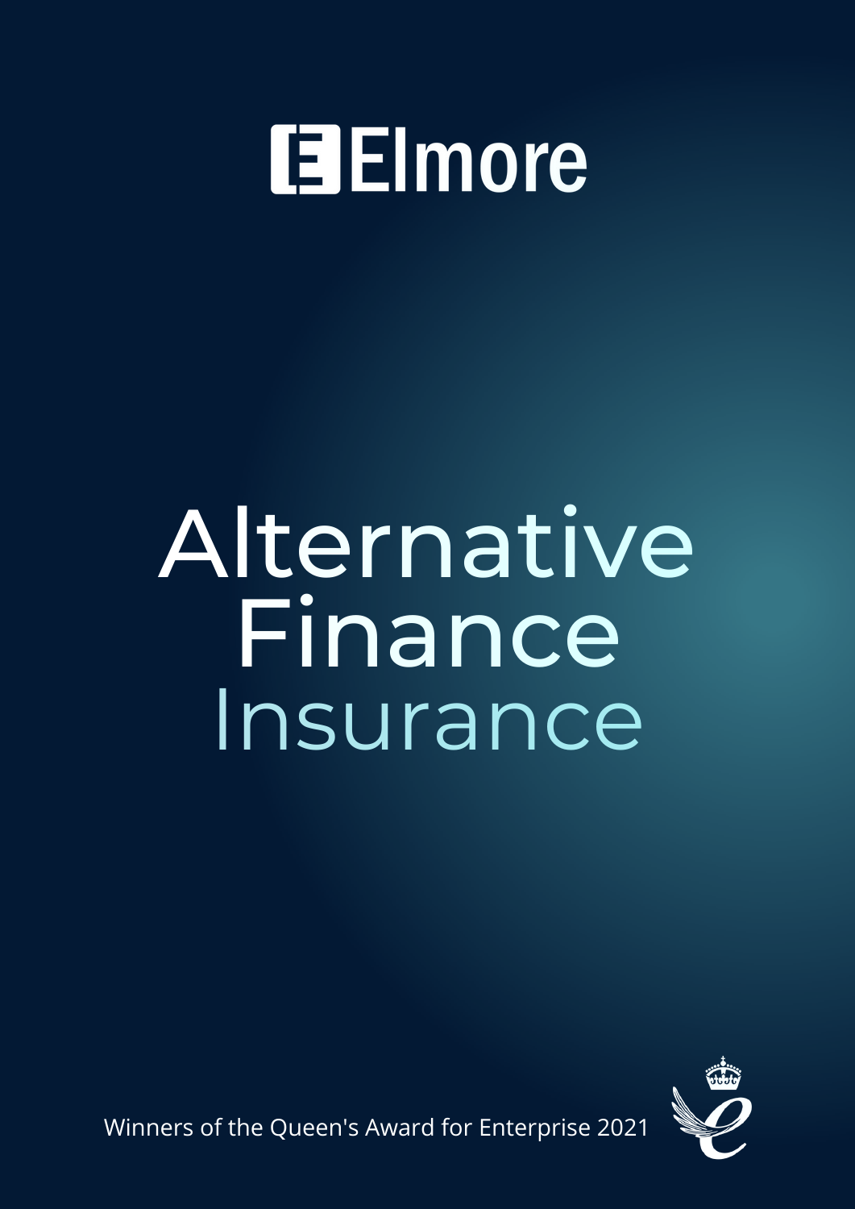# Elmore

# Alternative Finance Insurance

Winners of the Queen's Award for Enterprise 2021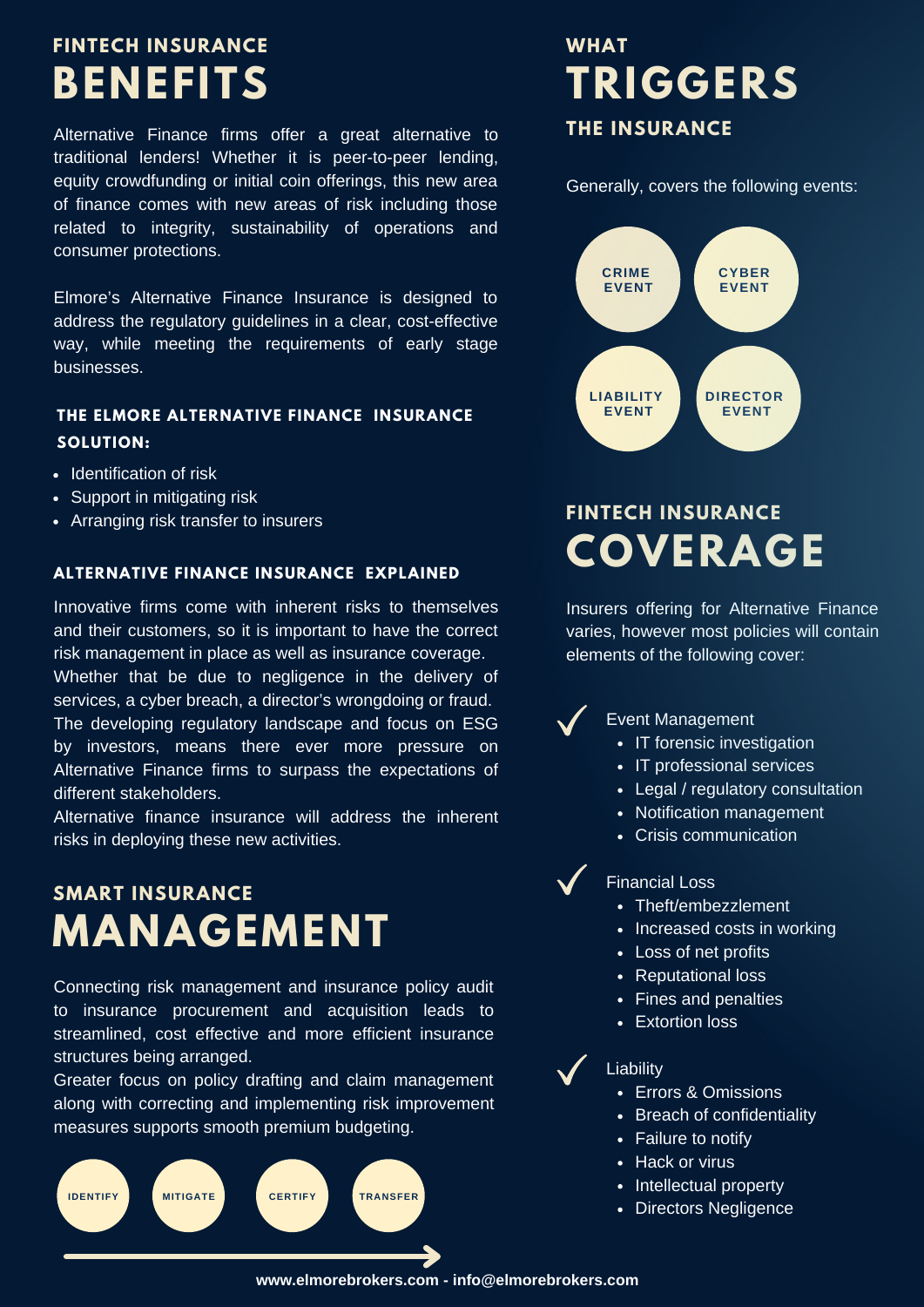## FINTECH INSURANCE
# BENEFITS

Alternative Finance firms offer a great alternative to traditional lenders! Whether it is peer-to-peer lending, equity crowdfunding or initial coin offerings, this new area of finance comes with new areas of risk including those related to integrity, sustainability of operations and consumer protections.

Elmore's Alternative Finance Insurance is designed to address the regulatory guidelines in a clear, cost-effective way, while meeting the requirements of early stage businesses.

### THE ELMORE ALTERNATIVE FINANCE INSURANCE SOLUTION:

- Identification of risk
- Support in mitigating risk
- Arranging risk transfer to insurers

### ALTERNATIVE FINANCE INSURANCE EXPLAINED

Innovative firms come with inherent risks to themselves and their customers, so it is important to have the correct risk management in place as well as insurance coverage.
Whether that be due to negligence in the delivery of services, a cyber breach, a director's wrongdoing or fraud.
The developing regulatory landscape and focus on ESG by investors, means there ever more pressure on Alternative Finance firms to surpass the expectations of different stakeholders.
Alternative finance insurance will address the inherent risks in deploying these new activities.

## SMART INSURANCE
# MANAGEMENT

Connecting risk management and insurance policy audit to insurance procurement and acquisition leads to streamlined, cost effective and more efficient insurance structures being arranged.
Greater focus on policy drafting and claim management along with correcting and implementing risk improvement measures supports smooth premium budgeting.

IDENTIFY → MITIGATE → CERTIFY → TRANSFER

## WHAT
# TRIGGERS
## THE INSURANCE

Generally, covers the following events:

- CRIME EVENT
- CYBER EVENT
- LIABILITY EVENT
- DIRECTOR EVENT

## FINTECH INSURANCE
# COVERAGE

Insurers offering for Alternative Finance varies, however most policies will contain elements of the following cover:

✓ Event Management
- IT forensic investigation
- IT professional services
- Legal / regulatory consultation
- Notification management
- Crisis communication

✓ Financial Loss
- Theft/embezzlement
- Increased costs in working
- Loss of net profits
- Reputational loss
- Fines and penalties
- Extortion loss

✓ Liability
- Errors & Omissions
- Breach of confidentiality
- Failure to notify
- Hack or virus
- Intellectual property
- Directors Negligence

**www.elmorebrokers.com - info@elmorebrokers.com**